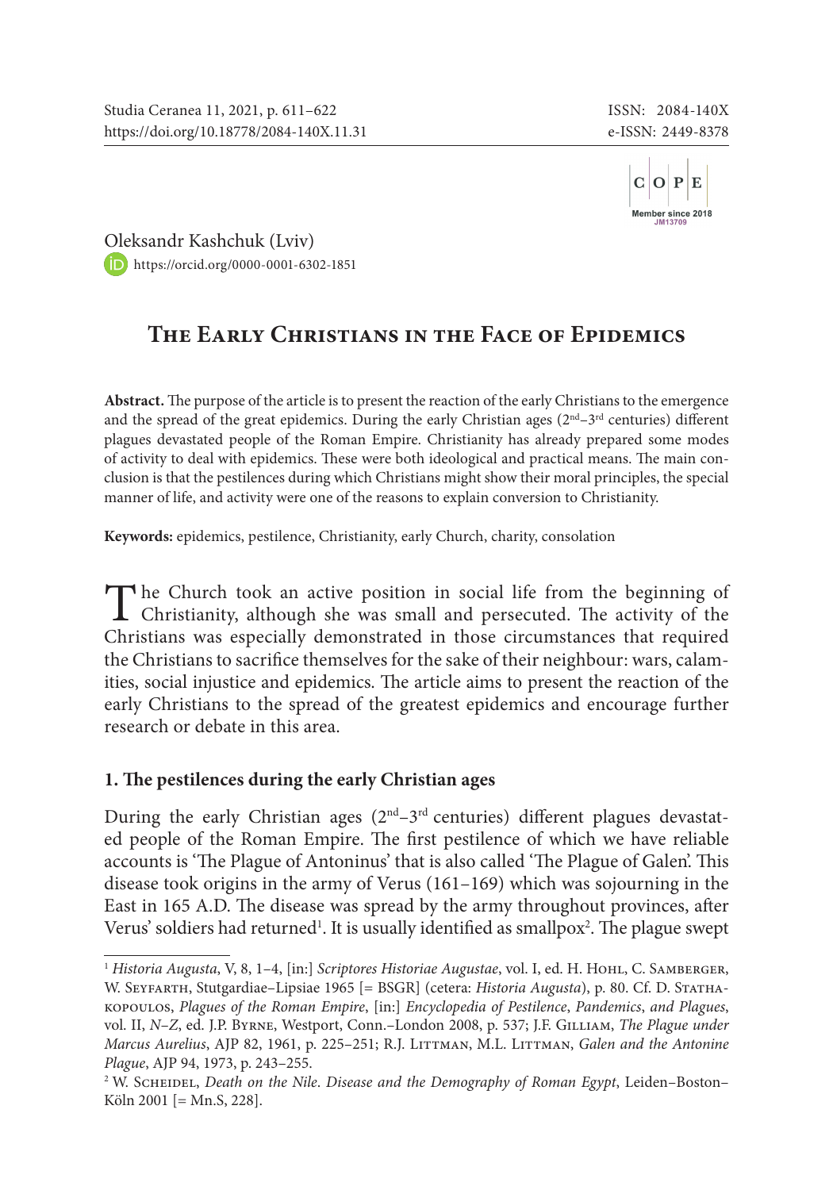Studia Ceranea 11, 2021, p. 611–622
https://doi.org/10.18778/2084-140X.11.31

ISSN: 2084-140X
e-ISSN: 2449-8378

Oleksandr Kashchuk (Lviv)
https://orcid.org/0000-0001-6302-1851

# The Early Christians in the Face of Epidemics

**Abstract.** The purpose of the article is to present the reaction of the early Christians to the emergence and the spread of the great epidemics. During the early Christian ages (2nd–3rd centuries) different plagues devastated people of the Roman Empire. Christianity has already prepared some modes of activity to deal with epidemics. These were both ideological and practical means. The main conclusion is that the pestilences during which Christians might show their moral principles, the special manner of life, and activity were one of the reasons to explain conversion to Christianity.

**Keywords:** epidemics, pestilence, Christianity, early Church, charity, consolation

The Church took an active position in social life from the beginning of Christianity, although she was small and persecuted. The activity of the Christians was especially demonstrated in those circumstances that required the Christians to sacrifice themselves for the sake of their neighbour: wars, calamities, social injustice and epidemics. The article aims to present the reaction of the early Christians to the spread of the greatest epidemics and encourage further research or debate in this area.

## 1. The pestilences during the early Christian ages

During the early Christian ages (2nd–3rd centuries) different plagues devastated people of the Roman Empire. The first pestilence of which we have reliable accounts is 'The Plague of Antoninus' that is also called 'The Plague of Galen'. This disease took origins in the army of Verus (161–169) which was sojourning in the East in 165 A.D. The disease was spread by the army throughout provinces, after Verus' soldiers had returned[1]. It is usually identified as smallpox[2]. The plague swept

---

[1] *Historia Augusta*, V, 8, 1–4, [in:] *Scriptores Historiae Augustae*, vol. I, ed. H. Hohl, C. Samberger, W. Seyfarth, Stutgardiae–Lipsiae 1965 [= BSGR] (cetera: *Historia Augusta*), p. 80. Cf. D. Stathakopoulos, *Plagues of the Roman Empire*, [in:] *Encyclopedia of Pestilence*, *Pandemics*, *and Plagues*, vol. II, *N–Z*, ed. J.P. Byrne, Westport, Conn.–London 2008, p. 537; J.F. Gilliam, *The Plague under Marcus Aurelius*, AJP 82, 1961, p. 225–251; R.J. Littman, M.L. Littman, *Galen and the Antonine Plague*, AJP 94, 1973, p. 243–255.

[2] W. Scheidel, *Death on the Nile*. *Disease and the Demography of Roman Egypt*, Leiden–Boston–Köln 2001 [= Mn.S, 228].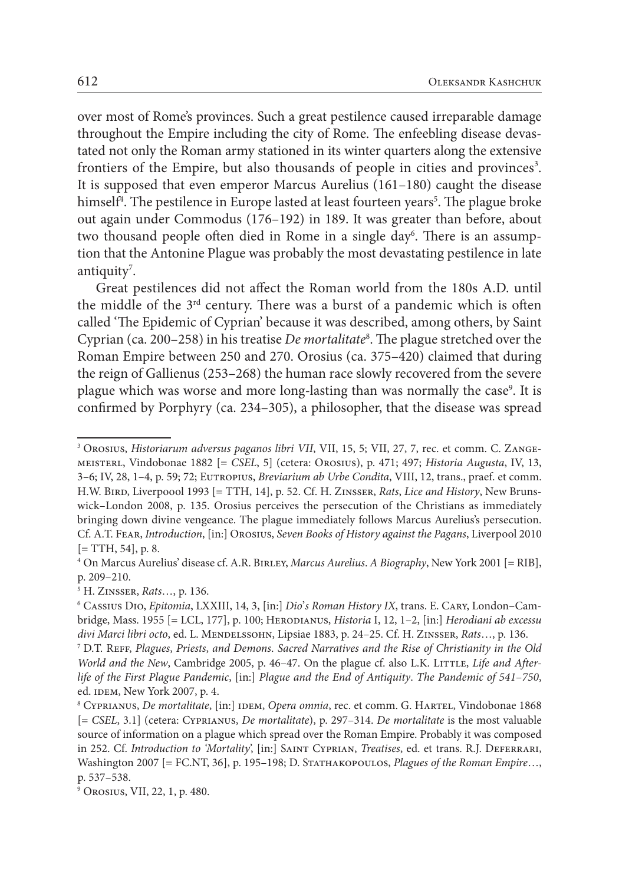over most of Rome's provinces. Such a great pestilence caused irreparable damage throughout the Empire including the city of Rome. The enfeebling disease devastated not only the Roman army stationed in its winter quarters along the extensive frontiers of the Empire, but also thousands of people in cities and provinces[3]. It is supposed that even emperor Marcus Aurelius (161–180) caught the disease himself[4]. The pestilence in Europe lasted at least fourteen years[5]. The plague broke out again under Commodus (176–192) in 189. It was greater than before, about two thousand people often died in Rome in a single day[6]. There is an assumption that the Antonine Plague was probably the most devastating pestilence in late antiquity[7].

Great pestilences did not affect the Roman world from the 180s A.D. until the middle of the 3rd century. There was a burst of a pandemic which is often called 'The Epidemic of Cyprian' because it was described, among others, by Saint Cyprian (ca. 200–258) in his treatise *De mortalitate*[8]. The plague stretched over the Roman Empire between 250 and 270. Orosius (ca. 375–420) claimed that during the reign of Gallienus (253–268) the human race slowly recovered from the severe plague which was worse and more long-lasting than was normally the case[9]. It is confirmed by Porphyry (ca. 234–305), a philosopher, that the disease was spread

---

[3] Orosius, *Historiarum adversus paganos libri VII*, VII, 15, 5; VII, 27, 7, rec. et comm. C. Zangemeisterl, Vindobonae 1882 [= *CSEL*, 5] (cetera: Orosius), p. 471; 497; *Historia Augusta*, IV, 13, 3–6; IV, 28, 1–4, p. 59; 72; Eutropius, *Breviarium ab Urbe Condita*, VIII, 12, trans., praef. et comm. H.W. Bird, Liverpoool 1993 [= TTH, 14], p. 52. Cf. H. Zinsser, *Rats*, *Lice and History*, New Brunswick–London 2008, p. 135. Orosius perceives the persecution of the Christians as immediately bringing down divine vengeance. The plague immediately follows Marcus Aurelius's persecution. Cf. A.T. Fear, *Introduction*, [in:] Orosius, *Seven Books of History against the Pagans*, Liverpool 2010 [= TTH, 54], p. 8.

[4] On Marcus Aurelius' disease cf. A.R. Birley, *Marcus Aurelius*. *A Biography*, New York 2001 [= RIB], p. 209–210.

[5] H. Zinsser, *Rats*…, p. 136.

[6] Cassius Dio, *Epitomia*, LXXIII, 14, 3, [in:] *Dio's Roman History IX*, trans. E. Cary, London–Cambridge, Mass. 1955 [= LCL, 177], p. 100; Herodianus, *Historia* I, 12, 1–2, [in:] *Herodiani ab excessu divi Marci libri octo*, ed. L. Mendelssohn, Lipsiae 1883, p. 24–25. Cf. H. Zinsser, *Rats*…, p. 136.

[7] D.T. Reff, *Plagues*, *Priests*, *and Demons*. *Sacred Narratives and the Rise of Christianity in the Old World and the New*, Cambridge 2005, p. 46–47. On the plague cf. also L.K. Little, *Life and Afterlife of the First Plague Pandemic*, [in:] *Plague and the End of Antiquity*. *The Pandemic of 541–750*, ed. idem, New York 2007, p. 4.

[8] Cyprianus, *De mortalitate*, [in:] idem, *Opera omnia*, rec. et comm. G. Hartel, Vindobonae 1868 [= *CSEL*, 3.1] (cetera: Cyprianus, *De mortalitate*), p. 297–314. *De mortalitate* is the most valuable source of information on a plague which spread over the Roman Empire. Probably it was composed in 252. Cf. *Introduction to 'Mortality'*, [in:] Saint Cyprian, *Treatises*, ed. et trans. R.J. Deferrari, Washington 2007 [= FC.NT, 36], p. 195–198; D. Stathakopoulos, *Plagues of the Roman Empire*…, p. 537–538.

[9] Orosius, VII, 22, 1, p. 480.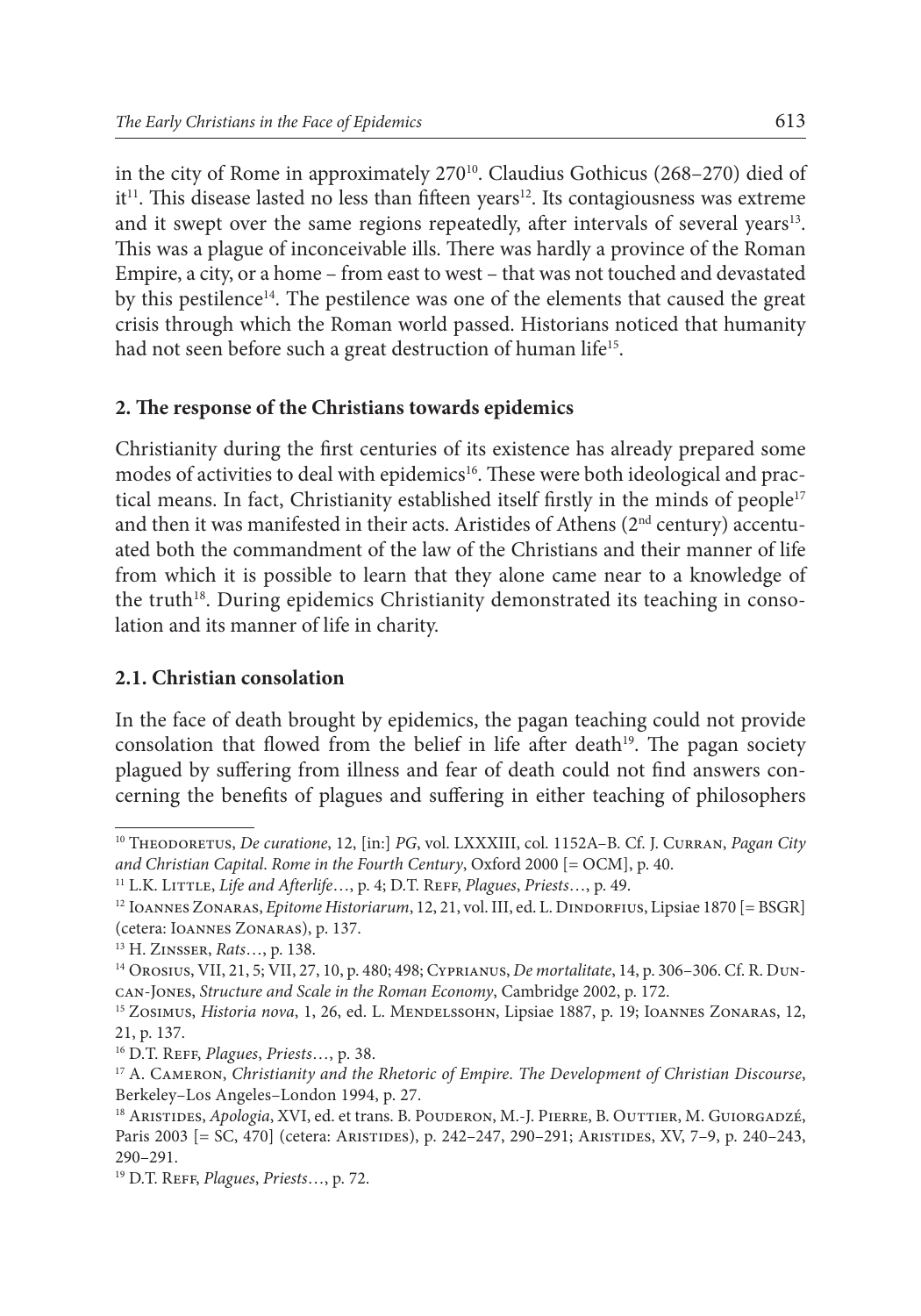in the city of Rome in approximately 270[10]. Claudius Gothicus (268–270) died of it[11]. This disease lasted no less than fifteen years[12]. Its contagiousness was extreme and it swept over the same regions repeatedly, after intervals of several years[13]. This was a plague of inconceivable ills. There was hardly a province of the Roman Empire, a city, or a home – from east to west – that was not touched and devastated by this pestilence[14]. The pestilence was one of the elements that caused the great crisis through which the Roman world passed. Historians noticed that humanity had not seen before such a great destruction of human life[15].

## 2. The response of the Christians towards epidemics

Christianity during the first centuries of its existence has already prepared some modes of activities to deal with epidemics[16]. These were both ideological and practical means. In fact, Christianity established itself firstly in the minds of people[17] and then it was manifested in their acts. Aristides of Athens (2nd century) accentuated both the commandment of the law of the Christians and their manner of life from which it is possible to learn that they alone came near to a knowledge of the truth[18]. During epidemics Christianity demonstrated its teaching in consolation and its manner of life in charity.

### 2.1. Christian consolation

In the face of death brought by epidemics, the pagan teaching could not provide consolation that flowed from the belief in life after death[19]. The pagan society plagued by suffering from illness and fear of death could not find answers concerning the benefits of plagues and suffering in either teaching of philosophers

---

[10] Theodoretus, *De curatione*, 12, [in:] *PG*, vol. LXXXIII, col. 1152A–B. Cf. J. Curran, *Pagan City and Christian Capital. Rome in the Fourth Century*, Oxford 2000 [= OCM], p. 40.

[11] L.K. Little, *Life and Afterlife*…, p. 4; D.T. Reff, *Plagues*, *Priests*…, p. 49.

[12] Ioannes Zonaras, *Epitome Historiarum*, 12, 21, vol. III, ed. L. Dindorfius, Lipsiae 1870 [= BSGR] (cetera: Ioannes Zonaras), p. 137.

[13] H. Zinsser, *Rats*…, p. 138.

[14] Orosius, VII, 21, 5; VII, 27, 10, p. 480; 498; Cyprianus, *De mortalitate*, 14, p. 306–306. Cf. R. Duncan-Jones, *Structure and Scale in the Roman Economy*, Cambridge 2002, p. 172.

[15] Zosimus, *Historia nova*, 1, 26, ed. L. Mendelssohn, Lipsiae 1887, p. 19; Ioannes Zonaras, 12, 21, p. 137.

[16] D.T. Reff, *Plagues*, *Priests*…, p. 38.

[17] A. Cameron, *Christianity and the Rhetoric of Empire. The Development of Christian Discourse*, Berkeley–Los Angeles–London 1994, p. 27.

[18] Aristides, *Apologia*, XVI, ed. et trans. B. Pouderon, M.-J. Pierre, B. Outtier, M. Guiorgadzé, Paris 2003 [= SC, 470] (cetera: Aristides), p. 242–247, 290–291; Aristides, XV, 7–9, p. 240–243, 290–291.

[19] D.T. Reff, *Plagues*, *Priests*…, p. 72.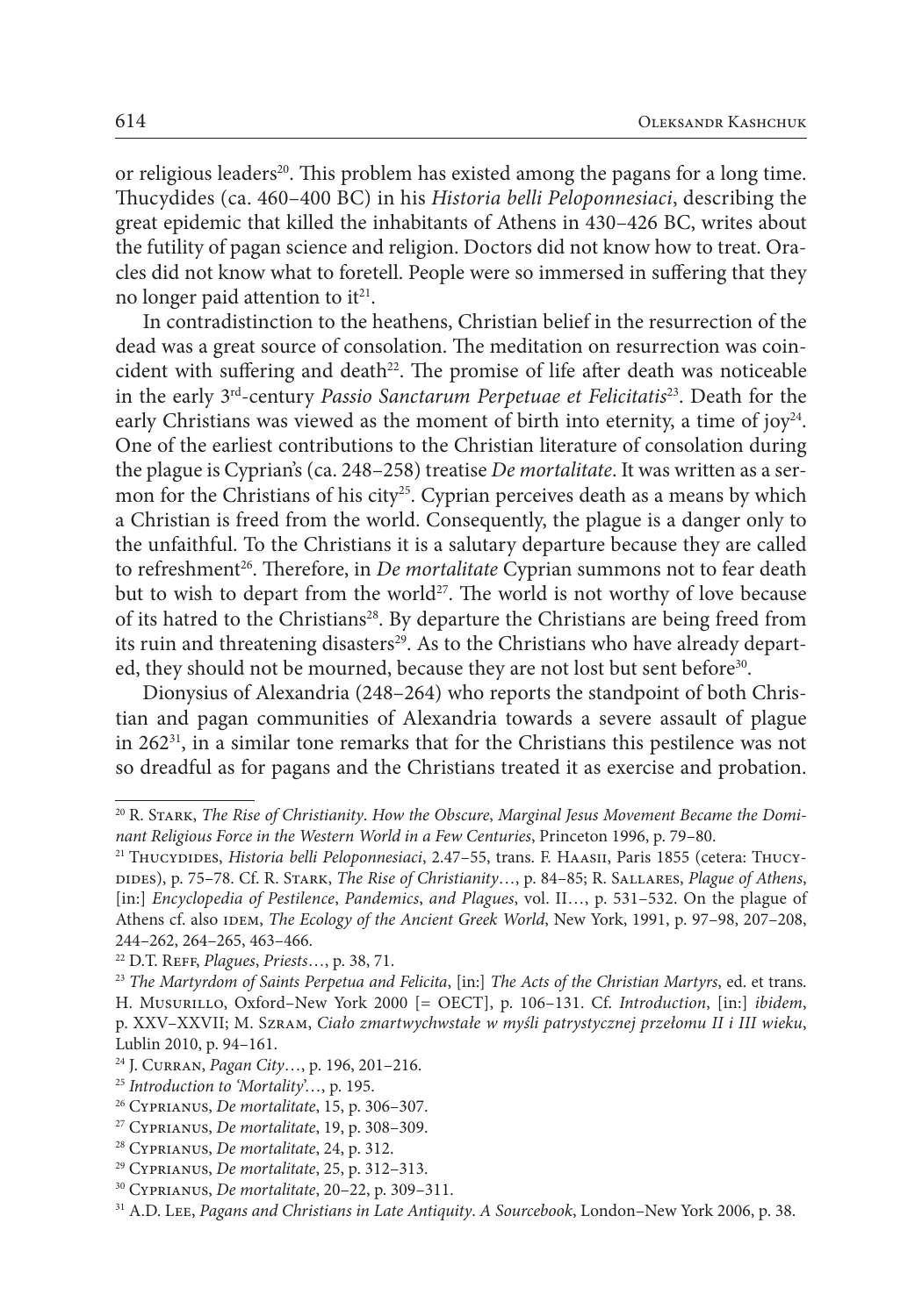or religious leaders[20]. This problem has existed among the pagans for a long time. Thucydides (ca. 460–400 BC) in his *Historia belli Peloponnesiaci*, describing the great epidemic that killed the inhabitants of Athens in 430–426 BC, writes about the futility of pagan science and religion. Doctors did not know how to treat. Oracles did not know what to foretell. People were so immersed in suffering that they no longer paid attention to it[21].

In contradistinction to the heathens, Christian belief in the resurrection of the dead was a great source of consolation. The meditation on resurrection was coincident with suffering and death[22]. The promise of life after death was noticeable in the early 3rd-century *Passio Sanctarum Perpetuae et Felicitatis*[23]. Death for the early Christians was viewed as the moment of birth into eternity, a time of joy[24]. One of the earliest contributions to the Christian literature of consolation during the plague is Cyprian's (ca. 248–258) treatise *De mortalitate*. It was written as a sermon for the Christians of his city[25]. Cyprian perceives death as a means by which a Christian is freed from the world. Consequently, the plague is a danger only to the unfaithful. To the Christians it is a salutary departure because they are called to refreshment[26]. Therefore, in *De mortalitate* Cyprian summons not to fear death but to wish to depart from the world[27]. The world is not worthy of love because of its hatred to the Christians[28]. By departure the Christians are being freed from its ruin and threatening disasters[29]. As to the Christians who have already departed, they should not be mourned, because they are not lost but sent before[30].

Dionysius of Alexandria (248–264) who reports the standpoint of both Christian and pagan communities of Alexandria towards a severe assault of plague in 262[31], in a similar tone remarks that for the Christians this pestilence was not so dreadful as for pagans and the Christians treated it as exercise and probation.

---

[20] R. Stark, *The Rise of Christianity*. *How the Obscure*, *Marginal Jesus Movement Became the Dominant Religious Force in the Western World in a Few Centuries*, Princeton 1996, p. 79–80.

[21] Thucydides, *Historia belli Peloponnesiaci*, 2.47–55, trans. F. Haasii, Paris 1855 (cetera: Thucydides), p. 75–78. Cf. R. Stark, *The Rise of Christianity*…, p. 84–85; R. Sallares, *Plague of Athens*, [in:] *Encyclopedia of Pestilence*, *Pandemics*, *and Plagues*, vol. II…, p. 531–532. On the plague of Athens cf. also idem, *The Ecology of the Ancient Greek World*, New York, 1991, p. 97–98, 207–208, 244–262, 264–265, 463–466.

[22] D.T. Reff, *Plagues*, *Priests*…, p. 38, 71.

[23] *The Martyrdom of Saints Perpetua and Felicita*, [in:] *The Acts of the Christian Martyrs*, ed. et trans. H. Musurillo, Oxford–New York 2000 [= OECT], p. 106–131. Cf. *Introduction*, [in:] *ibidem*, p. XXV–XXVII; M. Szram, *Ciało zmartwychwstałe w myśli patrystycznej przełomu II i III wieku*, Lublin 2010, p. 94–161.

[24] J. Curran, *Pagan City*…, p. 196, 201–216.

[25] *Introduction to 'Mortality'*…, p. 195.

[26] Cyprianus, *De mortalitate*, 15, p. 306–307.

[27] Cyprianus, *De mortalitate*, 19, p. 308–309.

[28] Cyprianus, *De mortalitate*, 24, p. 312.

[29] Cyprianus, *De mortalitate*, 25, p. 312–313.

[30] Cyprianus, *De mortalitate*, 20–22, p. 309–311.

[31] A.D. Lee, *Pagans and Christians in Late Antiquity*. *A Sourcebook*, London–New York 2006, p. 38.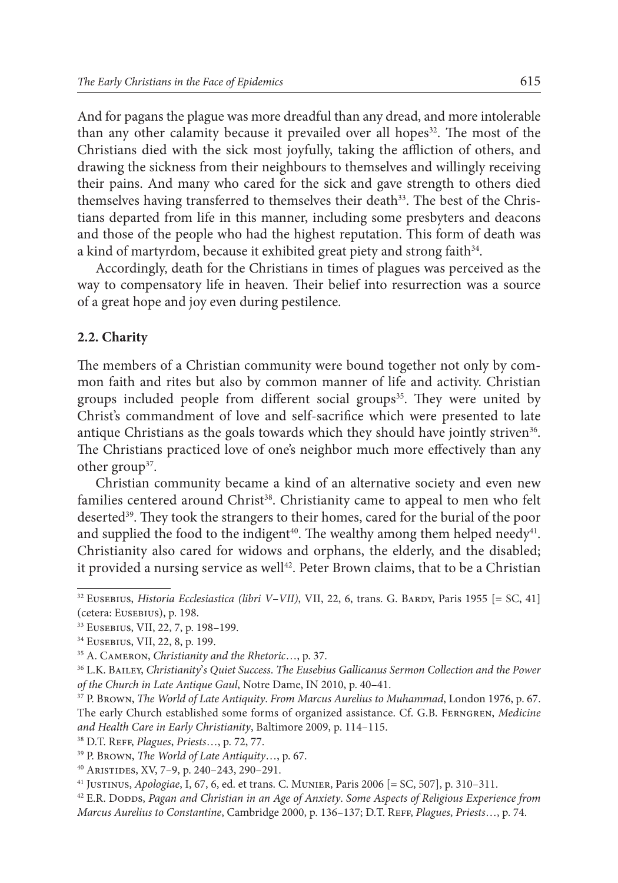And for pagans the plague was more dreadful than any dread, and more intolerable than any other calamity because it prevailed over all hopes[32]. The most of the Christians died with the sick most joyfully, taking the affliction of others, and drawing the sickness from their neighbours to themselves and willingly receiving their pains. And many who cared for the sick and gave strength to others died themselves having transferred to themselves their death[33]. The best of the Christians departed from life in this manner, including some presbyters and deacons and those of the people who had the highest reputation. This form of death was a kind of martyrdom, because it exhibited great piety and strong faith[34].

Accordingly, death for the Christians in times of plagues was perceived as the way to compensatory life in heaven. Their belief into resurrection was a source of a great hope and joy even during pestilence.

### 2.2. Charity

The members of a Christian community were bound together not only by common faith and rites but also by common manner of life and activity. Christian groups included people from different social groups[35]. They were united by Christ's commandment of love and self-sacrifice which were presented to late antique Christians as the goals towards which they should have jointly striven[36]. The Christians practiced love of one's neighbor much more effectively than any other group[37].

Christian community became a kind of an alternative society and even new families centered around Christ[38]. Christianity came to appeal to men who felt deserted[39]. They took the strangers to their homes, cared for the burial of the poor and supplied the food to the indigent[40]. The wealthy among them helped needy[41]. Christianity also cared for widows and orphans, the elderly, and the disabled; it provided a nursing service as well[42]. Peter Brown claims, that to be a Christian

---

[32] Eusebius, *Historia Ecclesiastica (libri V–VII)*, VII, 22, 6, trans. G. Bardy, Paris 1955 [= SC, 41] (cetera: Eusebius), p. 198.

[33] Eusebius, VII, 22, 7, p. 198–199.

[34] Eusebius, VII, 22, 8, p. 199.

[35] A. Cameron, *Christianity and the Rhetoric*…, p. 37.

[36] L.K. Bailey, *Christianity's Quiet Success. The Eusebius Gallicanus Sermon Collection and the Power of the Church in Late Antique Gaul*, Notre Dame, IN 2010, p. 40–41.

[37] P. Brown, *The World of Late Antiquity. From Marcus Aurelius to Muhammad*, London 1976, p. 67. The early Church established some forms of organized assistance. Cf. G.B. Ferngren, *Medicine and Health Care in Early Christianity*, Baltimore 2009, p. 114–115.

[38] D.T. Reff, *Plagues, Priests*…, p. 72, 77.

[39] P. Brown, *The World of Late Antiquity*…, p. 67.

[40] Aristides, XV, 7–9, p. 240–243, 290–291.

[41] Justinus, *Apologiae*, I, 67, 6, ed. et trans. C. Munier, Paris 2006 [= SC, 507], p. 310–311.

[42] E.R. Dodds, *Pagan and Christian in an Age of Anxiety. Some Aspects of Religious Experience from Marcus Aurelius to Constantine*, Cambridge 2000, p. 136–137; D.T. Reff, *Plagues, Priests*…, p. 74.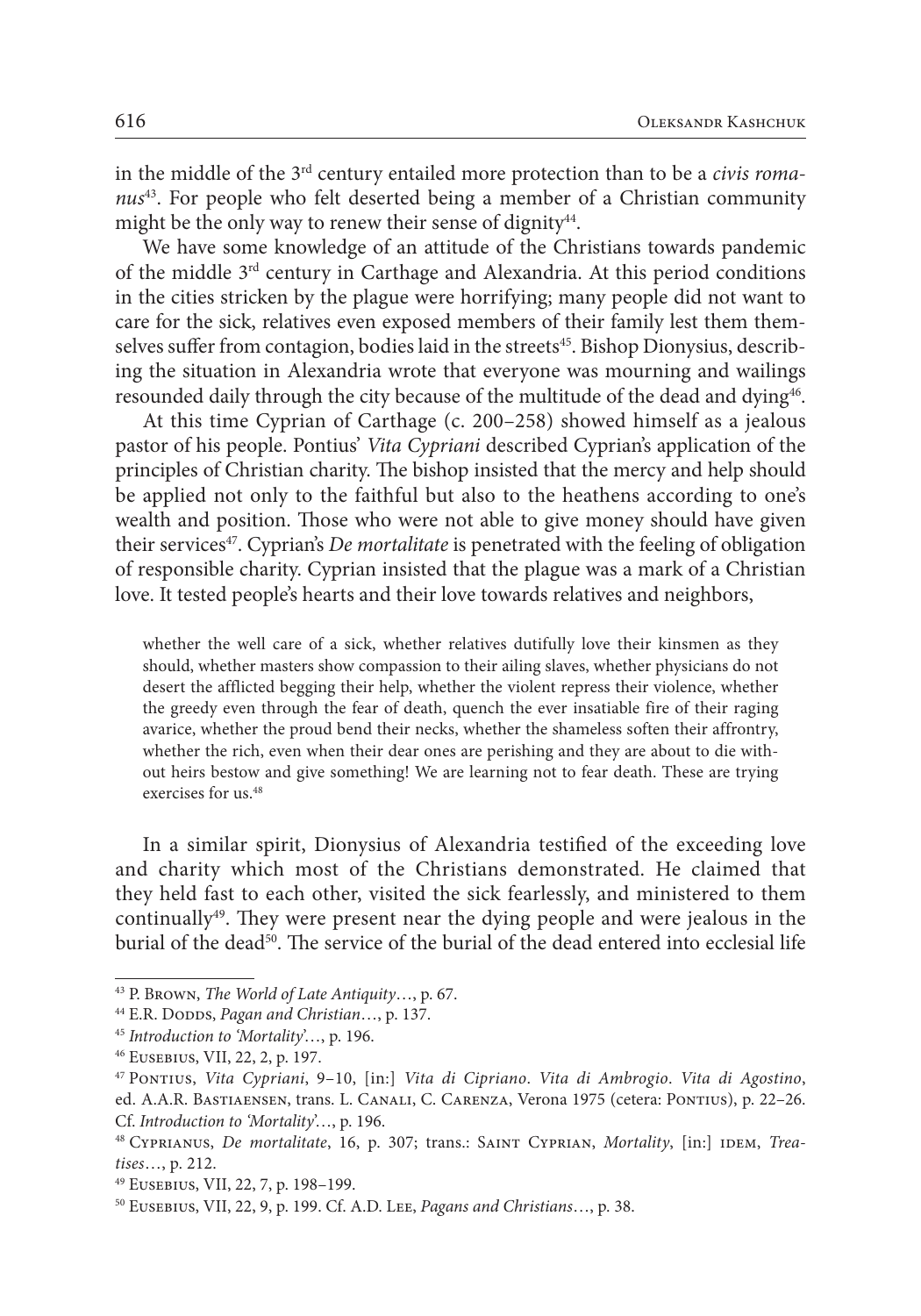in the middle of the 3rd century entailed more protection than to be a *civis romanus*[43]. For people who felt deserted being a member of a Christian community might be the only way to renew their sense of dignity[44].

We have some knowledge of an attitude of the Christians towards pandemic of the middle 3rd century in Carthage and Alexandria. At this period conditions in the cities stricken by the plague were horrifying; many people did not want to care for the sick, relatives even exposed members of their family lest them themselves suffer from contagion, bodies laid in the streets[45]. Bishop Dionysius, describing the situation in Alexandria wrote that everyone was mourning and wailings resounded daily through the city because of the multitude of the dead and dying[46].

At this time Cyprian of Carthage (c. 200–258) showed himself as a jealous pastor of his people. Pontius' *Vita Cypriani* described Cyprian's application of the principles of Christian charity. The bishop insisted that the mercy and help should be applied not only to the faithful but also to the heathens according to one's wealth and position. Those who were not able to give money should have given their services[47]. Cyprian's *De mortalitate* is penetrated with the feeling of obligation of responsible charity. Cyprian insisted that the plague was a mark of a Christian love. It tested people's hearts and their love towards relatives and neighbors,

> whether the well care of a sick, whether relatives dutifully love their kinsmen as they should, whether masters show compassion to their ailing slaves, whether physicians do not desert the afflicted begging their help, whether the violent repress their violence, whether the greedy even through the fear of death, quench the ever insatiable fire of their raging avarice, whether the proud bend their necks, whether the shameless soften their affrontry, whether the rich, even when their dear ones are perishing and they are about to die without heirs bestow and give something! We are learning not to fear death. These are trying exercises for us.[48]

In a similar spirit, Dionysius of Alexandria testified of the exceeding love and charity which most of the Christians demonstrated. He claimed that they held fast to each other, visited the sick fearlessly, and ministered to them continually[49]. They were present near the dying people and were jealous in the burial of the dead[50]. The service of the burial of the dead entered into ecclesial life

---

[43] P. Brown, *The World of Late Antiquity*…, p. 67.

[44] E.R. Dodds, *Pagan and Christian*…, p. 137.

[45] *Introduction to 'Mortality'*…, p. 196.

[46] Eusebius, VII, 22, 2, p. 197.

[47] Pontius, *Vita Cypriani*, 9–10, [in:] *Vita di Cipriano. Vita di Ambrogio. Vita di Agostino*, ed. A.A.R. Bastiaensen, trans. L. Canali, C. Carenza, Verona 1975 (cetera: Pontius), p. 22–26. Cf. *Introduction to 'Mortality'*…, p. 196.

[48] Cyprianus, *De mortalitate*, 16, p. 307; trans.: Saint Cyprian, *Mortality*, [in:] idem, *Treatises*…, p. 212.

[49] Eusebius, VII, 22, 7, p. 198–199.

[50] Eusebius, VII, 22, 9, p. 199. Cf. A.D. Lee, *Pagans and Christians*…, p. 38.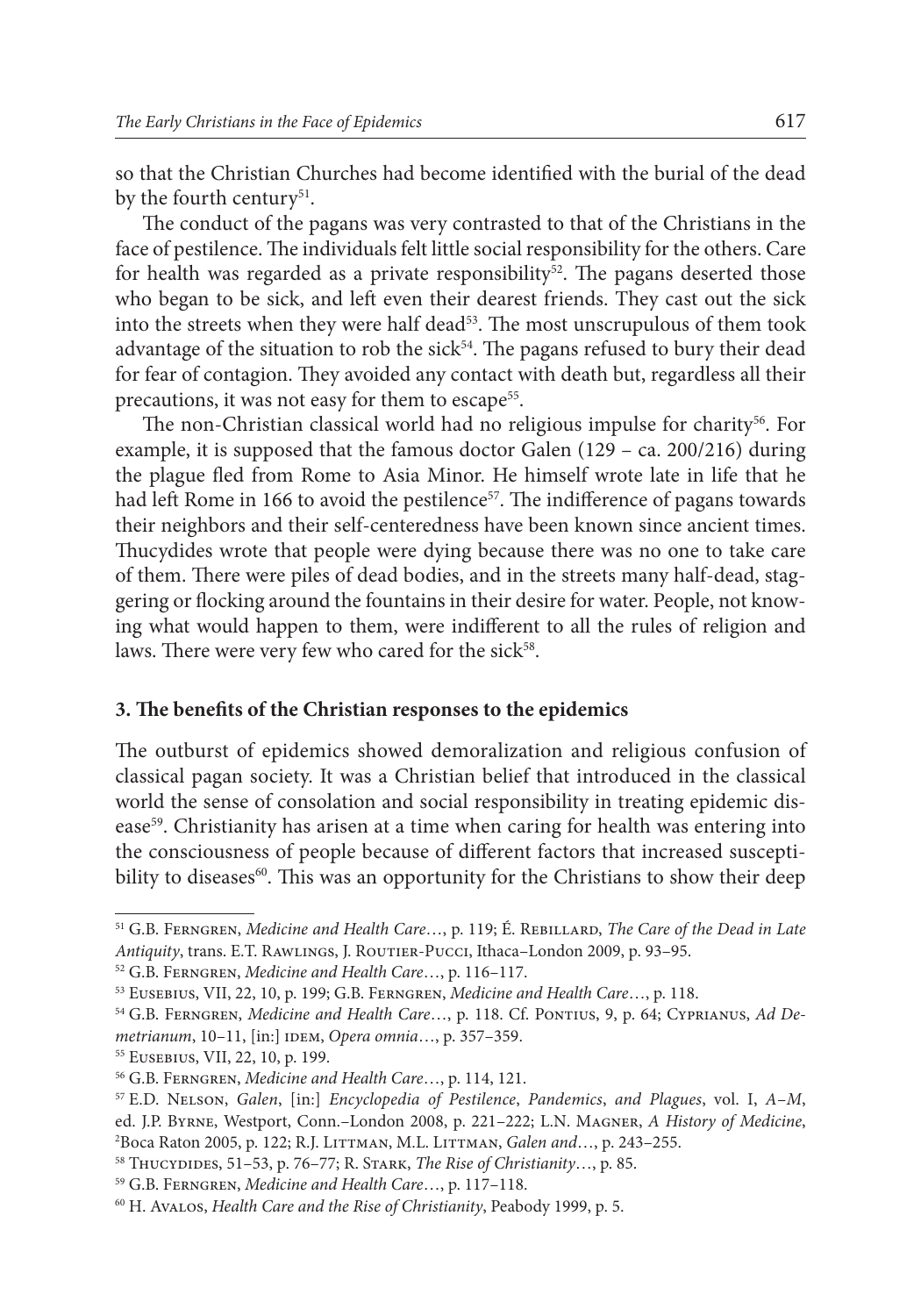so that the Christian Churches had become identified with the burial of the dead by the fourth century[51].

The conduct of the pagans was very contrasted to that of the Christians in the face of pestilence. The individuals felt little social responsibility for the others. Care for health was regarded as a private responsibility[52]. The pagans deserted those who began to be sick, and left even their dearest friends. They cast out the sick into the streets when they were half dead[53]. The most unscrupulous of them took advantage of the situation to rob the sick[54]. The pagans refused to bury their dead for fear of contagion. They avoided any contact with death but, regardless all their precautions, it was not easy for them to escape[55].

The non-Christian classical world had no religious impulse for charity[56]. For example, it is supposed that the famous doctor Galen (129 – ca. 200/216) during the plague fled from Rome to Asia Minor. He himself wrote late in life that he had left Rome in 166 to avoid the pestilence[57]. The indifference of pagans towards their neighbors and their self-centeredness have been known since ancient times. Thucydides wrote that people were dying because there was no one to take care of them. There were piles of dead bodies, and in the streets many half-dead, staggering or flocking around the fountains in their desire for water. People, not knowing what would happen to them, were indifferent to all the rules of religion and laws. There were very few who cared for the sick[58].

### 3. The benefits of the Christian responses to the epidemics

The outburst of epidemics showed demoralization and religious confusion of classical pagan society. It was a Christian belief that introduced in the classical world the sense of consolation and social responsibility in treating epidemic disease[59]. Christianity has arisen at a time when caring for health was entering into the consciousness of people because of different factors that increased susceptibility to diseases[60]. This was an opportunity for the Christians to show their deep

---

[51] G.B. Ferngren, *Medicine and Health Care*…, p. 119; É. Rebillard, *The Care of the Dead in Late Antiquity*, trans. E.T. Rawlings, J. Routier-Pucci, Ithaca–London 2009, p. 93–95.

[52] G.B. Ferngren, *Medicine and Health Care*…, p. 116–117.

[53] Eusebius, VII, 22, 10, p. 199; G.B. Ferngren, *Medicine and Health Care*…, p. 118.

[54] G.B. Ferngren, *Medicine and Health Care*…, p. 118. Cf. Pontius, 9, p. 64; Cyprianus, *Ad Demetrianum*, 10–11, [in:] idem, *Opera omnia*…, p. 357–359.

[55] Eusebius, VII, 22, 10, p. 199.

[56] G.B. Ferngren, *Medicine and Health Care*…, p. 114, 121.

[57] E.D. Nelson, *Galen*, [in:] *Encyclopedia of Pestilence*, *Pandemics*, *and Plagues*, vol. I, *A–M*, ed. J.P. Byrne, Westport, Conn.–London 2008, p. 221–222; L.N. Magner, *A History of Medicine*, 2Boca Raton 2005, p. 122; R.J. Littman, M.L. Littman, *Galen and*…, p. 243–255.

[58] Thucydides, 51–53, p. 76–77; R. Stark, *The Rise of Christianity*…, p. 85.

[59] G.B. Ferngren, *Medicine and Health Care*…, p. 117–118.

[60] H. Avalos, *Health Care and the Rise of Christianity*, Peabody 1999, p. 5.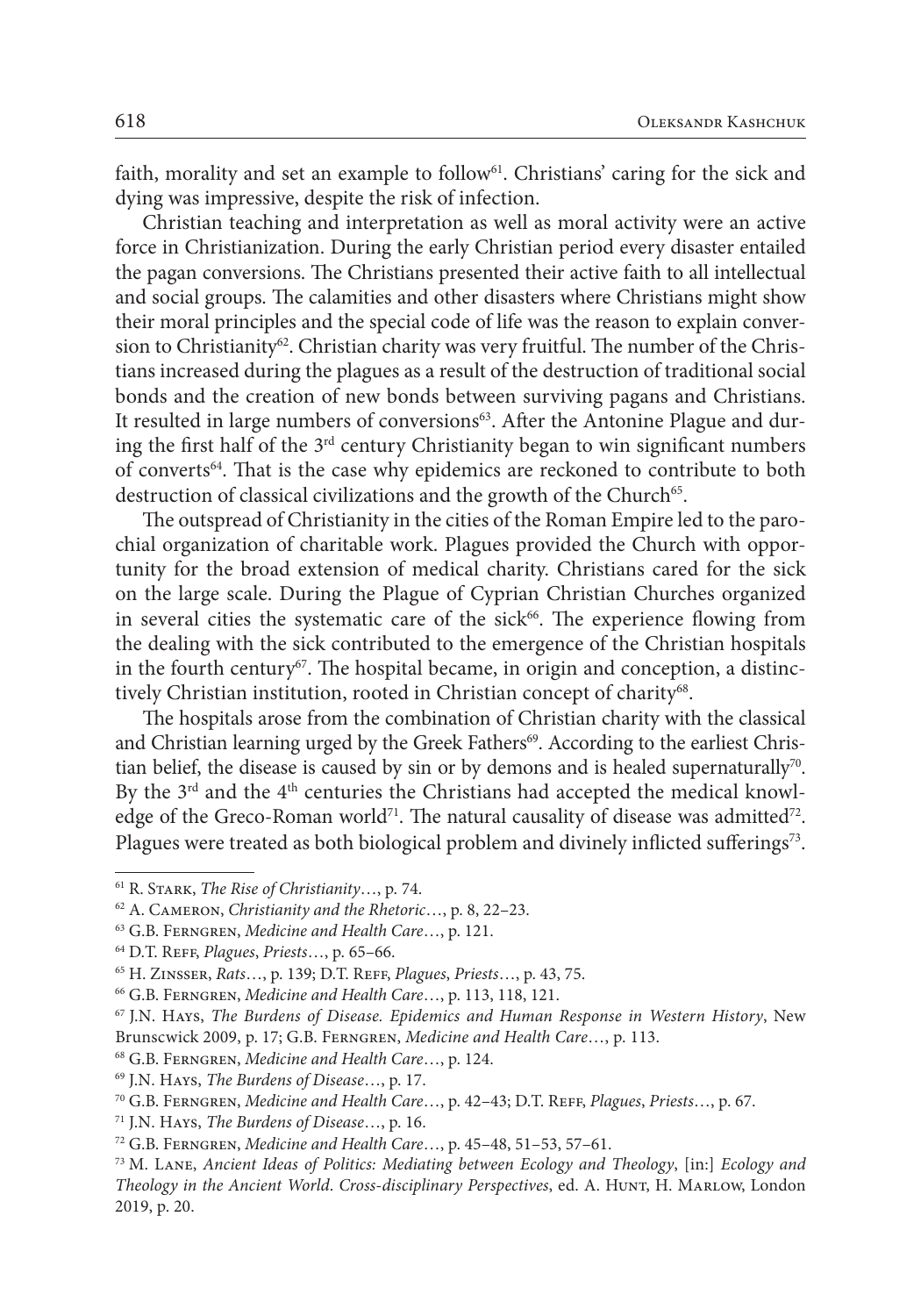faith, morality and set an example to follow[61]. Christians' caring for the sick and dying was impressive, despite the risk of infection.

Christian teaching and interpretation as well as moral activity were an active force in Christianization. During the early Christian period every disaster entailed the pagan conversions. The Christians presented their active faith to all intellectual and social groups. The calamities and other disasters where Christians might show their moral principles and the special code of life was the reason to explain conversion to Christianity[62]. Christian charity was very fruitful. The number of the Christians increased during the plagues as a result of the destruction of traditional social bonds and the creation of new bonds between surviving pagans and Christians. It resulted in large numbers of conversions[63]. After the Antonine Plague and during the first half of the 3rd century Christianity began to win significant numbers of converts[64]. That is the case why epidemics are reckoned to contribute to both destruction of classical civilizations and the growth of the Church[65].

The outspread of Christianity in the cities of the Roman Empire led to the parochial organization of charitable work. Plagues provided the Church with opportunity for the broad extension of medical charity. Christians cared for the sick on the large scale. During the Plague of Cyprian Christian Churches organized in several cities the systematic care of the sick[66]. The experience flowing from the dealing with the sick contributed to the emergence of the Christian hospitals in the fourth century[67]. The hospital became, in origin and conception, a distinctively Christian institution, rooted in Christian concept of charity[68].

The hospitals arose from the combination of Christian charity with the classical and Christian learning urged by the Greek Fathers[69]. According to the earliest Christian belief, the disease is caused by sin or by demons and is healed supernaturally[70]. By the 3rd and the 4th centuries the Christians had accepted the medical knowledge of the Greco-Roman world[71]. The natural causality of disease was admitted[72]. Plagues were treated as both biological problem and divinely inflicted sufferings[73].

---

[61] R. Stark, *The Rise of Christianity*…, p. 74.

[62] A. Cameron, *Christianity and the Rhetoric*…, p. 8, 22–23.

[63] G.B. Ferngren, *Medicine and Health Care*…, p. 121.

[64] D.T. Reff, *Plagues*, *Priests*…, p. 65–66.

[65] H. Zinsser, *Rats*…, p. 139; D.T. Reff, *Plagues*, *Priests*…, p. 43, 75.

[66] G.B. Ferngren, *Medicine and Health Care*…, p. 113, 118, 121.

[67] J.N. Hays, *The Burdens of Disease. Epidemics and Human Response in Western History*, New Brunscwick 2009, p. 17; G.B. Ferngren, *Medicine and Health Care*…, p. 113.

[68] G.B. Ferngren, *Medicine and Health Care*…, p. 124.

[69] J.N. Hays, *The Burdens of Disease*…, p. 17.

[70] G.B. Ferngren, *Medicine and Health Care*…, p. 42–43; D.T. Reff, *Plagues*, *Priests*…, p. 67.

[71] J.N. Hays, *The Burdens of Disease*…, p. 16.

[72] G.B. Ferngren, *Medicine and Health Care*…, p. 45–48, 51–53, 57–61.

[73] M. Lane, *Ancient Ideas of Politics: Mediating between Ecology and Theology*, [in:] *Ecology and Theology in the Ancient World. Cross-disciplinary Perspectives*, ed. A. Hunt, H. Marlow, London 2019, p. 20.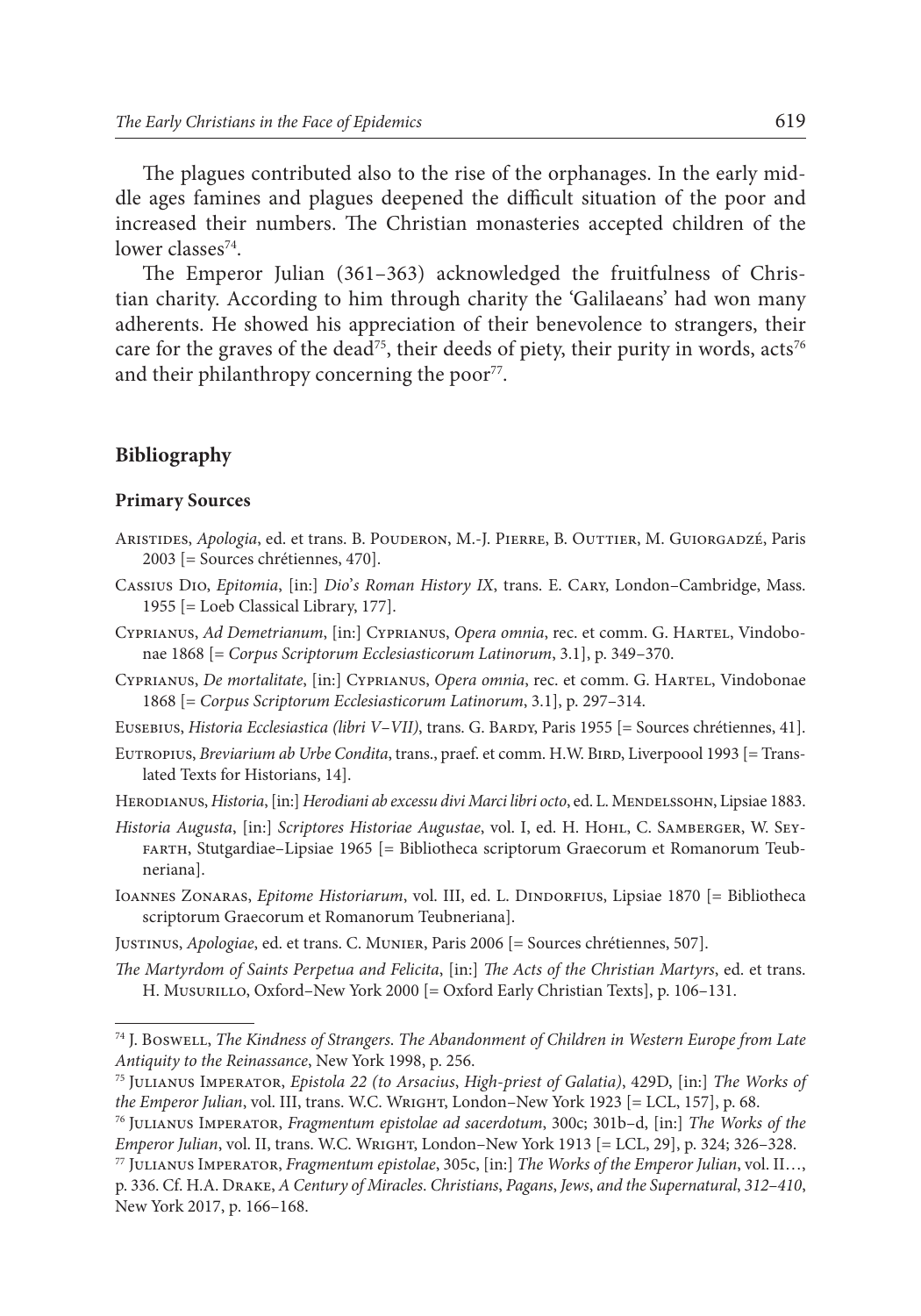The plagues contributed also to the rise of the orphanages. In the early middle ages famines and plagues deepened the difficult situation of the poor and increased their numbers. The Christian monasteries accepted children of the lower classes[74].

The Emperor Julian (361–363) acknowledged the fruitfulness of Christian charity. According to him through charity the 'Galilaeans' had won many adherents. He showed his appreciation of their benevolence to strangers, their care for the graves of the dead[75], their deeds of piety, their purity in words, acts[76] and their philanthropy concerning the poor[77].

## Bibliography

### Primary Sources

Aristides, *Apologia*, ed. et trans. B. Pouderon, M.-J. Pierre, B. Outtier, M. Guiorgadzé, Paris 2003 [= Sources chrétiennes, 470].

Cassius Dio, *Epitomia*, [in:] *Dio's Roman History IX*, trans. E. Cary, London–Cambridge, Mass. 1955 [= Loeb Classical Library, 177].

Cyprianus, *Ad Demetrianum*, [in:] Cyprianus, *Opera omnia*, rec. et comm. G. Hartel, Vindobonae 1868 [= *Corpus Scriptorum Ecclesiasticorum Latinorum*, 3.1], p. 349–370.

Cyprianus, *De mortalitate*, [in:] Cyprianus, *Opera omnia*, rec. et comm. G. Hartel, Vindobonae 1868 [= *Corpus Scriptorum Ecclesiasticorum Latinorum*, 3.1], p. 297–314.

Eusebius, *Historia Ecclesiastica (libri V–VII)*, trans. G. Bardy, Paris 1955 [= Sources chrétiennes, 41].

Eutropius, *Breviarium ab Urbe Condita*, trans., praef. et comm. H.W. Bird, Liverpoool 1993 [= Translated Texts for Historians, 14].

Herodianus, *Historia*, [in:] *Herodiani ab excessu divi Marci libri octo*, ed. L. Mendelssohn, Lipsiae 1883.

*Historia Augusta*, [in:] *Scriptores Historiae Augustae*, vol. I, ed. H. Hohl, C. Samberger, W. Seyfarth, Stutgardiae–Lipsiae 1965 [= Bibliotheca scriptorum Graecorum et Romanorum Teubneriana].

Ioannes Zonaras, *Epitome Historiarum*, vol. III, ed. L. Dindorfius, Lipsiae 1870 [= Bibliotheca scriptorum Graecorum et Romanorum Teubneriana].

Justinus, *Apologiae*, ed. et trans. C. Munier, Paris 2006 [= Sources chrétiennes, 507].

*The Martyrdom of Saints Perpetua and Felicita*, [in:] *The Acts of the Christian Martyrs*, ed. et trans. H. Musurillo, Oxford–New York 2000 [= Oxford Early Christian Texts], p. 106–131.

---

[74] J. Boswell, *The Kindness of Strangers. The Abandonment of Children in Western Europe from Late Antiquity to the Reinassance*, New York 1998, p. 256.

[75] Julianus Imperator, *Epistola 22 (to Arsacius, High-priest of Galatia)*, 429D, [in:] *The Works of the Emperor Julian*, vol. III, trans. W.C. Wright, London–New York 1923 [= LCL, 157], p. 68.

[76] Julianus Imperator, *Fragmentum epistolae ad sacerdotum*, 300c; 301b–d, [in:] *The Works of the Emperor Julian*, vol. II, trans. W.C. Wright, London–New York 1913 [= LCL, 29], p. 324; 326–328.

[77] Julianus Imperator, *Fragmentum epistolae*, 305c, [in:] *The Works of the Emperor Julian*, vol. II…, p. 336. Cf. H.A. Drake, *A Century of Miracles. Christians, Pagans, Jews, and the Supernatural, 312–410*, New York 2017, p. 166–168.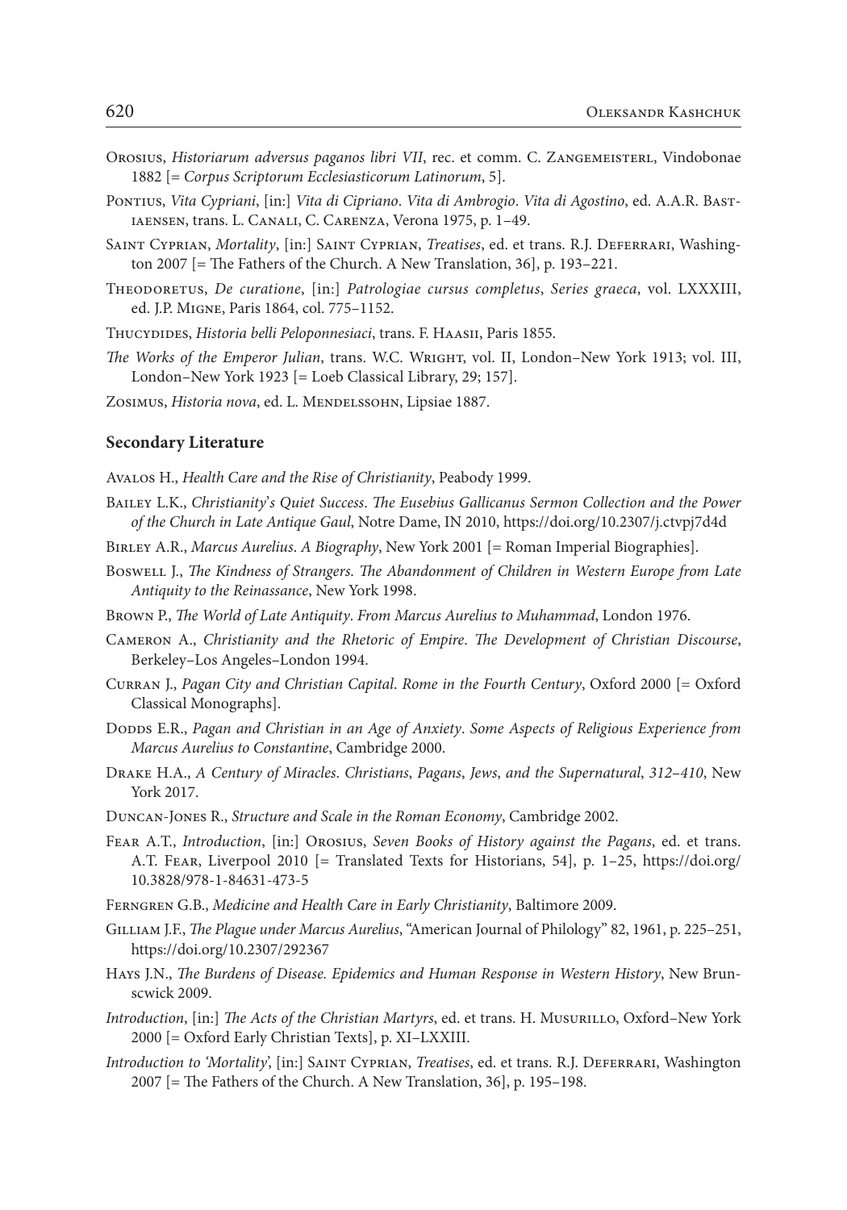Orosius, *Historiarum adversus paganos libri VII*, rec. et comm. C. Zangemeisterl, Vindobonae 1882 [= *Corpus Scriptorum Ecclesiasticorum Latinorum*, 5].

Pontius, *Vita Cypriani*, [in:] *Vita di Cipriano*. *Vita di Ambrogio*. *Vita di Agostino*, ed. A.A.R. Bastiaensen, trans. L. Canali, C. Carenza, Verona 1975, p. 1–49.

Saint Cyprian, *Mortality*, [in:] Saint Cyprian, *Treatises*, ed. et trans. R.J. Deferrari, Washington 2007 [= The Fathers of the Church. A New Translation, 36], p. 193–221.

Theodoretus, *De curatione*, [in:] *Patrologiae cursus completus*, *Series graeca*, vol. LXXXIII, ed. J.P. Migne, Paris 1864, col. 775–1152.

Thucydides, *Historia belli Peloponnesiaci*, trans. F. Haasii, Paris 1855.

*The Works of the Emperor Julian*, trans. W.C. Wright, vol. II, London–New York 1913; vol. III, London–New York 1923 [= Loeb Classical Library, 29; 157].

Zosimus, *Historia nova*, ed. L. Mendelssohn, Lipsiae 1887.

## Secondary Literature

Avalos H., *Health Care and the Rise of Christianity*, Peabody 1999.

Bailey L.K., *Christianity's Quiet Success. The Eusebius Gallicanus Sermon Collection and the Power of the Church in Late Antique Gaul*, Notre Dame, IN 2010, https://doi.org/10.2307/j.ctvpj7d4d

Birley A.R., *Marcus Aurelius. A Biography*, New York 2001 [= Roman Imperial Biographies].

Boswell J., *The Kindness of Strangers. The Abandonment of Children in Western Europe from Late Antiquity to the Reinassance*, New York 1998.

Brown P., *The World of Late Antiquity. From Marcus Aurelius to Muhammad*, London 1976.

Cameron A., *Christianity and the Rhetoric of Empire. The Development of Christian Discourse*, Berkeley–Los Angeles–London 1994.

Curran J., *Pagan City and Christian Capital. Rome in the Fourth Century*, Oxford 2000 [= Oxford Classical Monographs].

Dodds E.R., *Pagan and Christian in an Age of Anxiety. Some Aspects of Religious Experience from Marcus Aurelius to Constantine*, Cambridge 2000.

Drake H.A., *A Century of Miracles. Christians, Pagans, Jews, and the Supernatural, 312–410*, New York 2017.

Duncan-Jones R., *Structure and Scale in the Roman Economy*, Cambridge 2002.

Fear A.T., *Introduction*, [in:] Orosius, *Seven Books of History against the Pagans*, ed. et trans. A.T. Fear, Liverpool 2010 [= Translated Texts for Historians, 54], p. 1–25, https://doi.org/10.3828/978-1-84631-473-5

Ferngren G.B., *Medicine and Health Care in Early Christianity*, Baltimore 2009.

Gilliam J.F., *The Plague under Marcus Aurelius*, "American Journal of Philology" 82, 1961, p. 225–251, https://doi.org/10.2307/292367

Hays J.N., *The Burdens of Disease. Epidemics and Human Response in Western History*, New Brunscwick 2009.

*Introduction*, [in:] *The Acts of the Christian Martyrs*, ed. et trans. H. Musurillo, Oxford–New York 2000 [= Oxford Early Christian Texts], p. XI–LXXIII.

*Introduction to 'Mortality'*, [in:] Saint Cyprian, *Treatises*, ed. et trans. R.J. Deferrari, Washington 2007 [= The Fathers of the Church. A New Translation, 36], p. 195–198.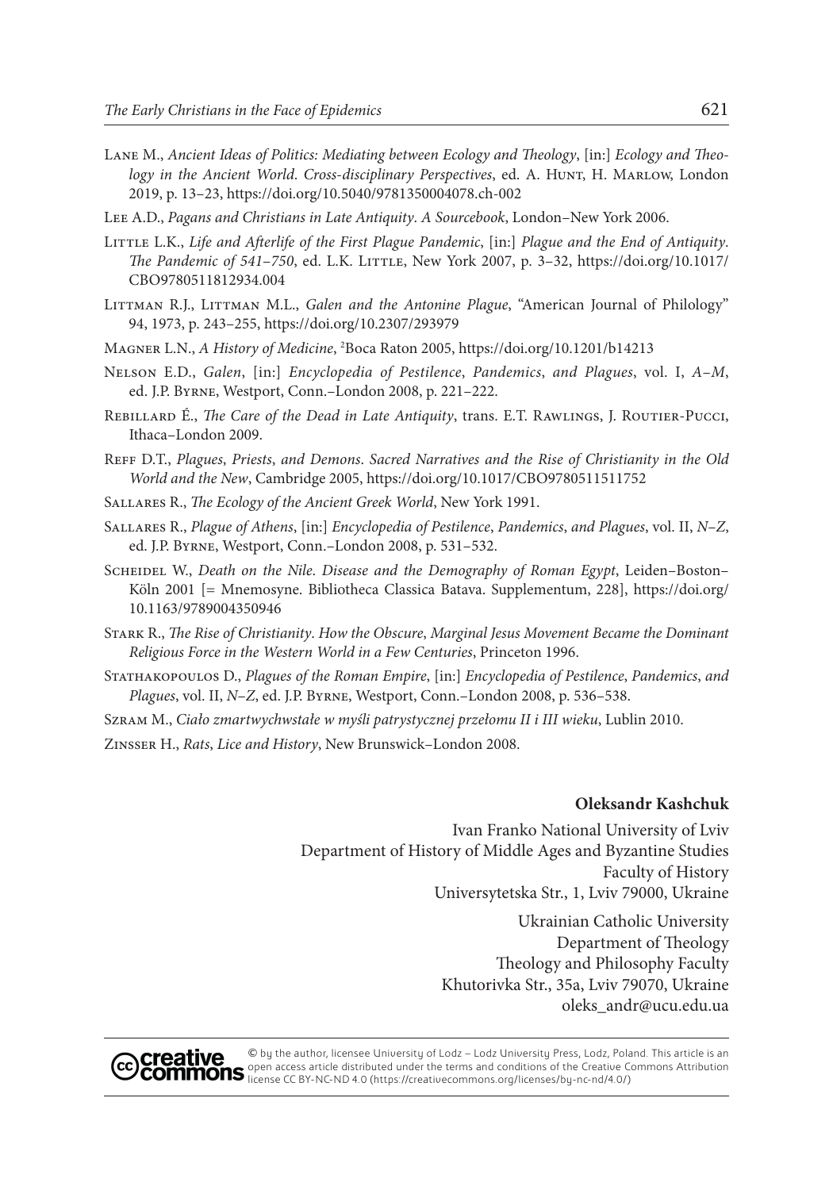Lane M., *Ancient Ideas of Politics: Mediating between Ecology and Theology*, [in:] *Ecology and Theology in the Ancient World. Cross-disciplinary Perspectives*, ed. A. Hunt, H. Marlow, London 2019, p. 13–23, https://doi.org/10.5040/9781350004078.ch-002

Lee A.D., *Pagans and Christians in Late Antiquity. A Sourcebook*, London–New York 2006.

Little L.K., *Life and Afterlife of the First Plague Pandemic*, [in:] *Plague and the End of Antiquity. The Pandemic of 541–750*, ed. L.K. Little, New York 2007, p. 3–32, https://doi.org/10.1017/CBO9780511812934.004

Littman R.J., Littman M.L., *Galen and the Antonine Plague*, "American Journal of Philology" 94, 1973, p. 243–255, https://doi.org/10.2307/293979

Magner L.N., *A History of Medicine*, ²Boca Raton 2005, https://doi.org/10.1201/b14213

Nelson E.D., *Galen*, [in:] *Encyclopedia of Pestilence, Pandemics, and Plagues*, vol. I, *A–M*, ed. J.P. Byrne, Westport, Conn.–London 2008, p. 221–222.

Rebillard É., *The Care of the Dead in Late Antiquity*, trans. E.T. Rawlings, J. Routier-Pucci, Ithaca–London 2009.

Reff D.T., *Plagues, Priests, and Demons. Sacred Narratives and the Rise of Christianity in the Old World and the New*, Cambridge 2005, https://doi.org/10.1017/CBO9780511511752

Sallares R., *The Ecology of the Ancient Greek World*, New York 1991.

Sallares R., *Plague of Athens*, [in:] *Encyclopedia of Pestilence, Pandemics, and Plagues*, vol. II, *N–Z*, ed. J.P. Byrne, Westport, Conn.–London 2008, p. 531–532.

Scheidel W., *Death on the Nile. Disease and the Demography of Roman Egypt*, Leiden–Boston–Köln 2001 [= Mnemosyne. Bibliotheca Classica Batava. Supplementum, 228], https://doi.org/10.1163/9789004350946

Stark R., *The Rise of Christianity. How the Obscure, Marginal Jesus Movement Became the Dominant Religious Force in the Western World in a Few Centuries*, Princeton 1996.

Stathakopoulos D., *Plagues of the Roman Empire*, [in:] *Encyclopedia of Pestilence, Pandemics, and Plagues*, vol. II, *N–Z*, ed. J.P. Byrne, Westport, Conn.–London 2008, p. 536–538.

Szram M., *Ciało zmartwychwstałe w myśli patrystycznej przełomu II i III wieku*, Lublin 2010.

Zinsser H., *Rats, Lice and History*, New Brunswick–London 2008.

**Oleksandr Kashchuk**

Ivan Franko National University of Lviv
Department of History of Middle Ages and Byzantine Studies
Faculty of History
Universytetska Str., 1, Lviv 79000, Ukraine

Ukrainian Catholic University
Department of Theology
Theology and Philosophy Faculty
Khutorivka Str., 35a, Lviv 79070, Ukraine
oleks_andr@ucu.edu.ua

© by the author, licensee University of Lodz – Lodz University Press, Lodz, Poland. This article is an open access article distributed under the terms and conditions of the Creative Commons Attribution license CC BY-NC-ND 4.0 (https://creativecommons.org/licenses/by-nc-nd/4.0/)